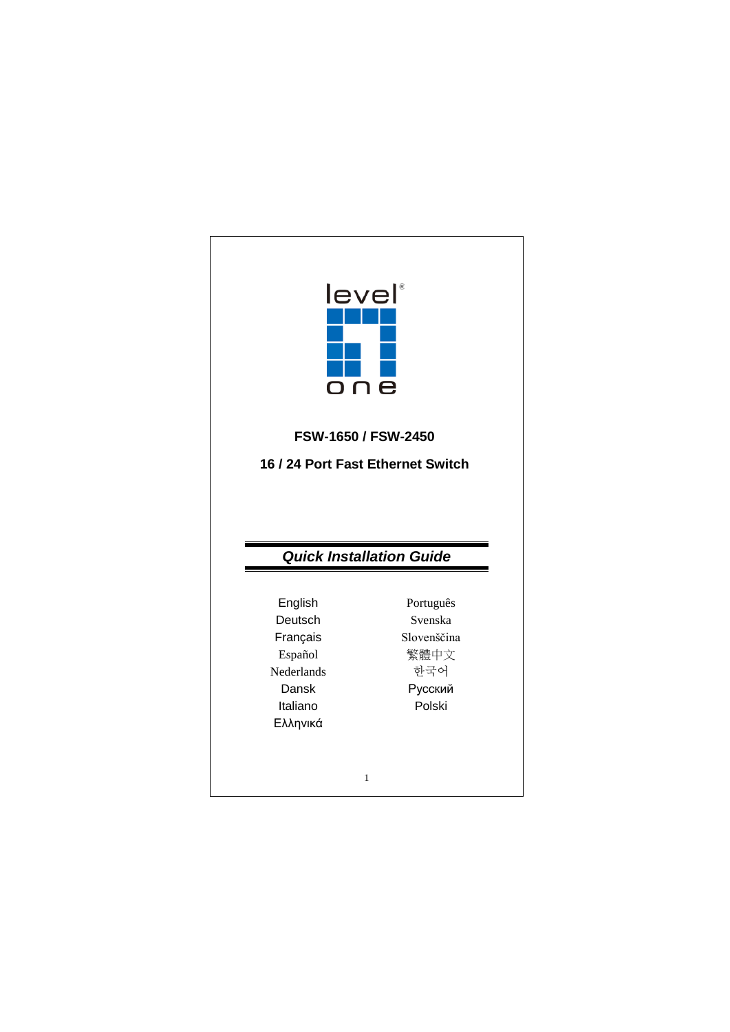level one

# FSW-1650 / FSW-2450

## 16 / 24 Port Fast Ethernet Switch

## *Quick Installation Guide*

English
Deutsch
Français
Español
Nederlands
Dansk
Italiano
Ελληνικά
Português
Svenska
Slovenščina
繁體中文
한국어
Русский
Polski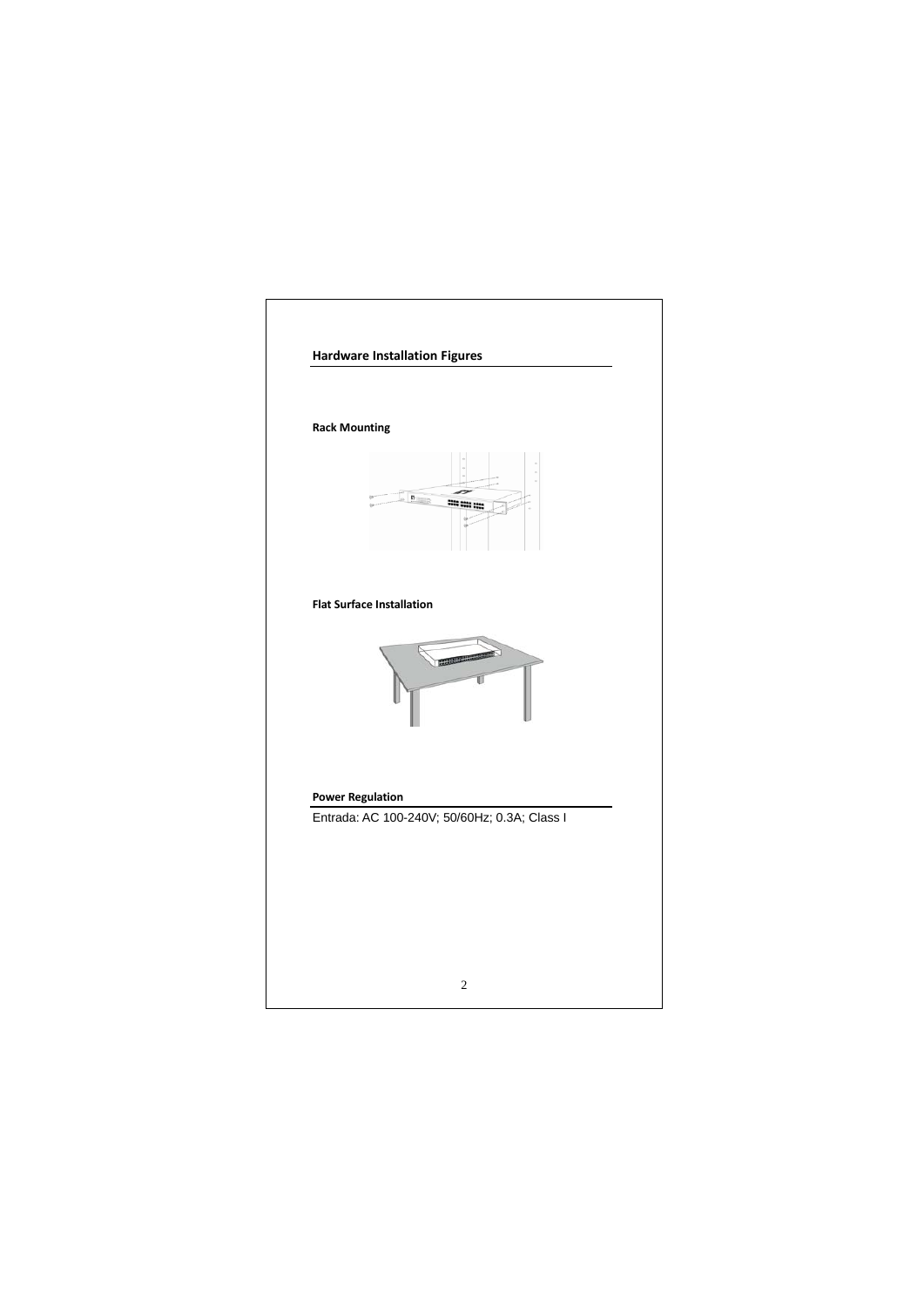## Hardware Installation Figures

**Rack Mounting**

**Flat Surface Installation**

**Power Regulation**

Entrada: AC 100-240V; 50/60Hz; 0.3A; Class I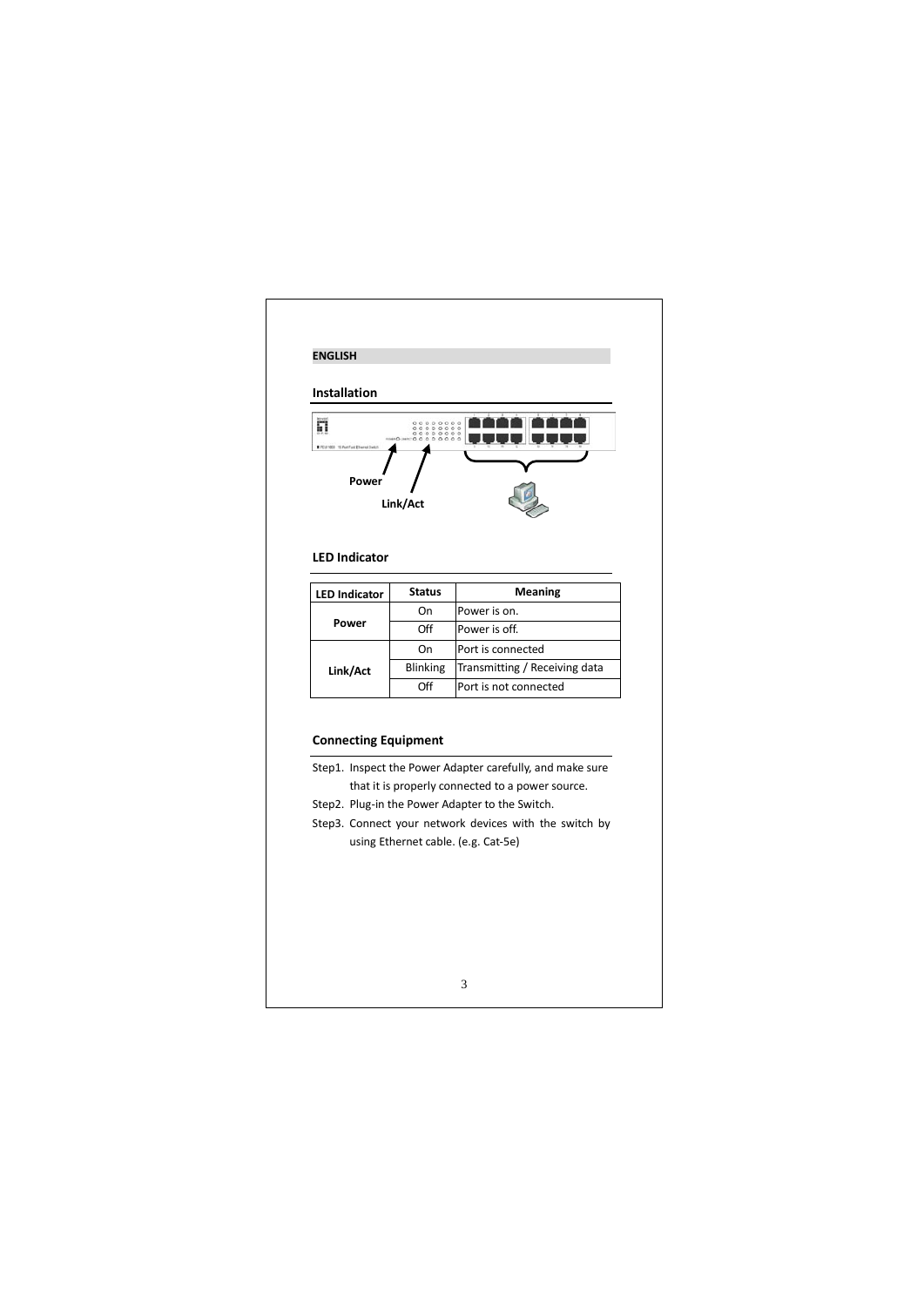**ENGLISH**

## Installation

Power

Link/Act

## LED Indicator

| LED Indicator | Status | Meaning |
|---|---|---|
| **Power** | On | Power is on. |
| | Off | Power is off. |
| **Link/Act** | On | Port is connected |
| | Blinking | Transmitting / Receiving data |
| | Off | Port is not connected |

## Connecting Equipment

Step1. Inspect the Power Adapter carefully, and make sure that it is properly connected to a power source.

Step2. Plug-in the Power Adapter to the Switch.

Step3. Connect your network devices with the switch by using Ethernet cable. (e.g. Cat-5e)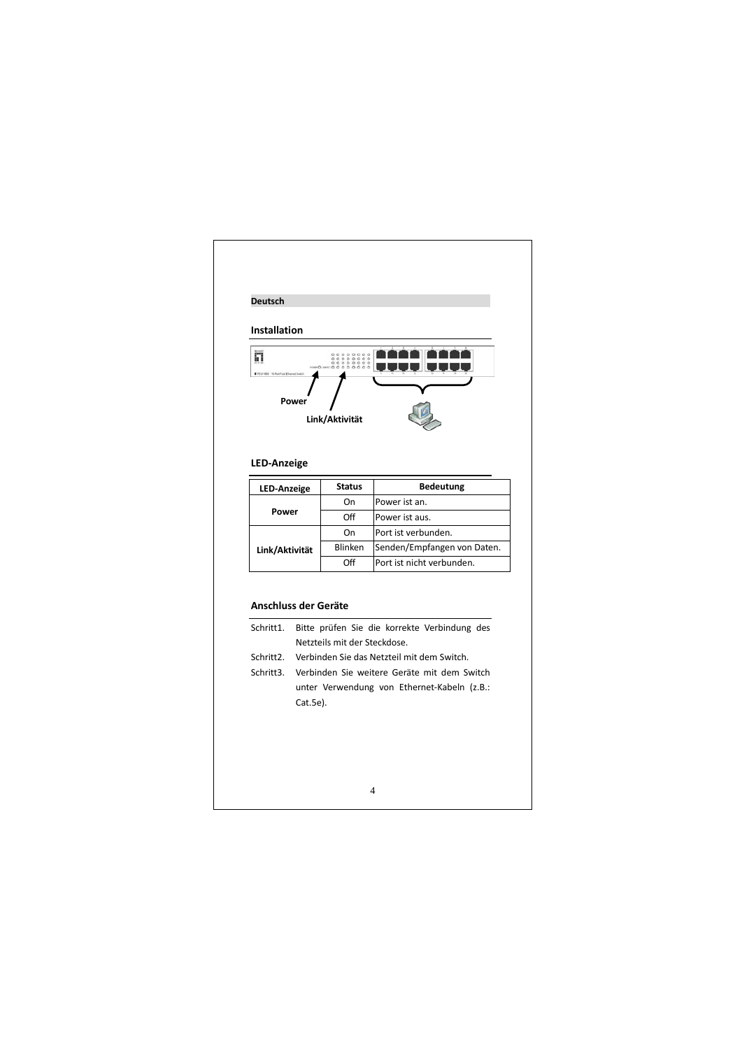**Deutsch**

## Installation

Power

Link/Aktivität

## LED-Anzeige

| LED-Anzeige | Status | Bedeutung |
|---|---|---|
| Power | On | Power ist an. |
| | Off | Power ist aus. |
| Link/Aktivität | On | Port ist verbunden. |
| | Blinken | Senden/Empfangen von Daten. |
| | Off | Port ist nicht verbunden. |

## Anschluss der Geräte

Schritt1. Bitte prüfen Sie die korrekte Verbindung des Netzteils mit der Steckdose.

Schritt2. Verbinden Sie das Netzteil mit dem Switch.

Schritt3. Verbinden Sie weitere Geräte mit dem Switch unter Verwendung von Ethernet-Kabeln (z.B.: Cat.5e).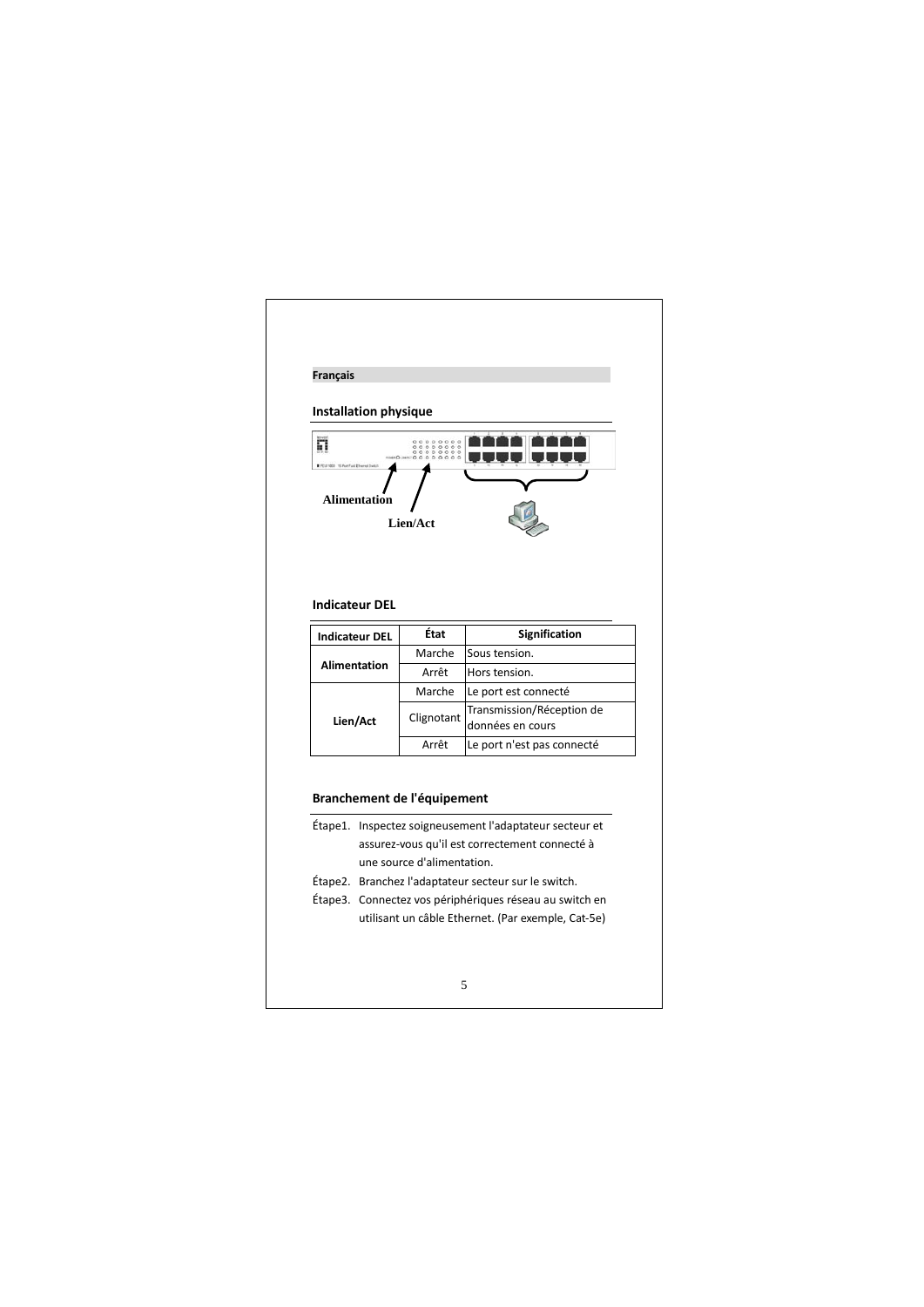**Français**

## Installation physique

Alimentation

Lien/Act

## Indicateur DEL

| Indicateur DEL | État | Signification |
|---|---|---|
| Alimentation | Marche | Sous tension. |
| | Arrêt | Hors tension. |
| Lien/Act | Marche | Le port est connecté |
| | Clignotant | Transmission/Réception de données en cours |
| | Arrêt | Le port n'est pas connecté |

## Branchement de l'équipement

Étape1. Inspectez soigneusement l'adaptateur secteur et assurez-vous qu'il est correctement connecté à une source d'alimentation.

Étape2. Branchez l'adaptateur secteur sur le switch.

Étape3. Connectez vos périphériques réseau au switch en utilisant un câble Ethernet. (Par exemple, Cat-5e)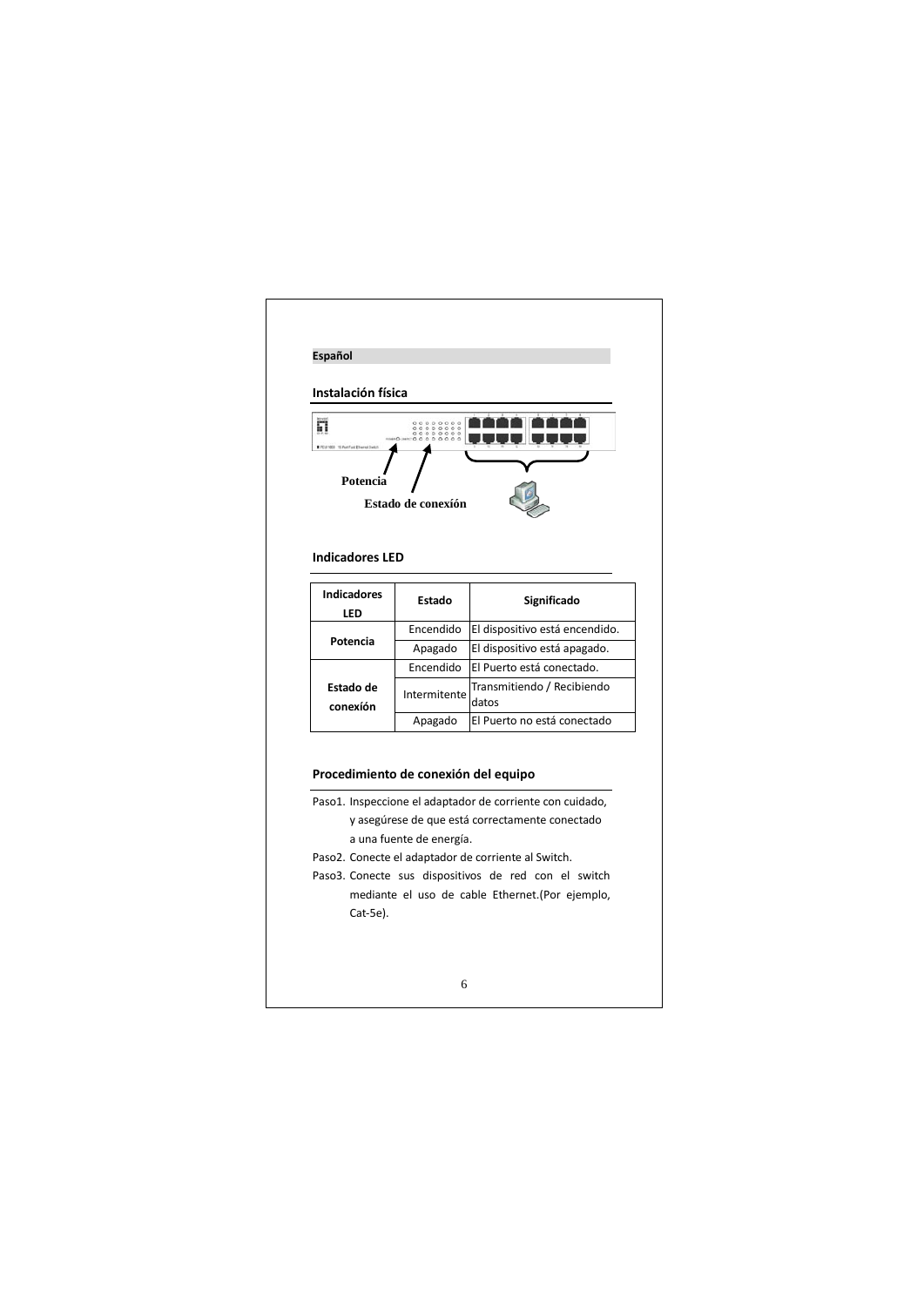**Español**

## Instalación física

Potencia

Estado de conexión

## Indicadores LED

| Indicadores LED | Estado | Significado |
|---|---|---|
| Potencia | Encendido | El dispositivo está encendido. |
| | Apagado | El dispositivo está apagado. |
| Estado de conexión | Encendido | El Puerto está conectado. |
| | Intermitente | Transmitiendo / Recibiendo datos |
| | Apagado | El Puerto no está conectado |

## Procedimiento de conexión del equipo

Paso1. Inspeccione el adaptador de corriente con cuidado, y asegúrese de que está correctamente conectado a una fuente de energía.

Paso2. Conecte el adaptador de corriente al Switch.

Paso3. Conecte sus dispositivos de red con el switch mediante el uso de cable Ethernet.(Por ejemplo, Cat-5e).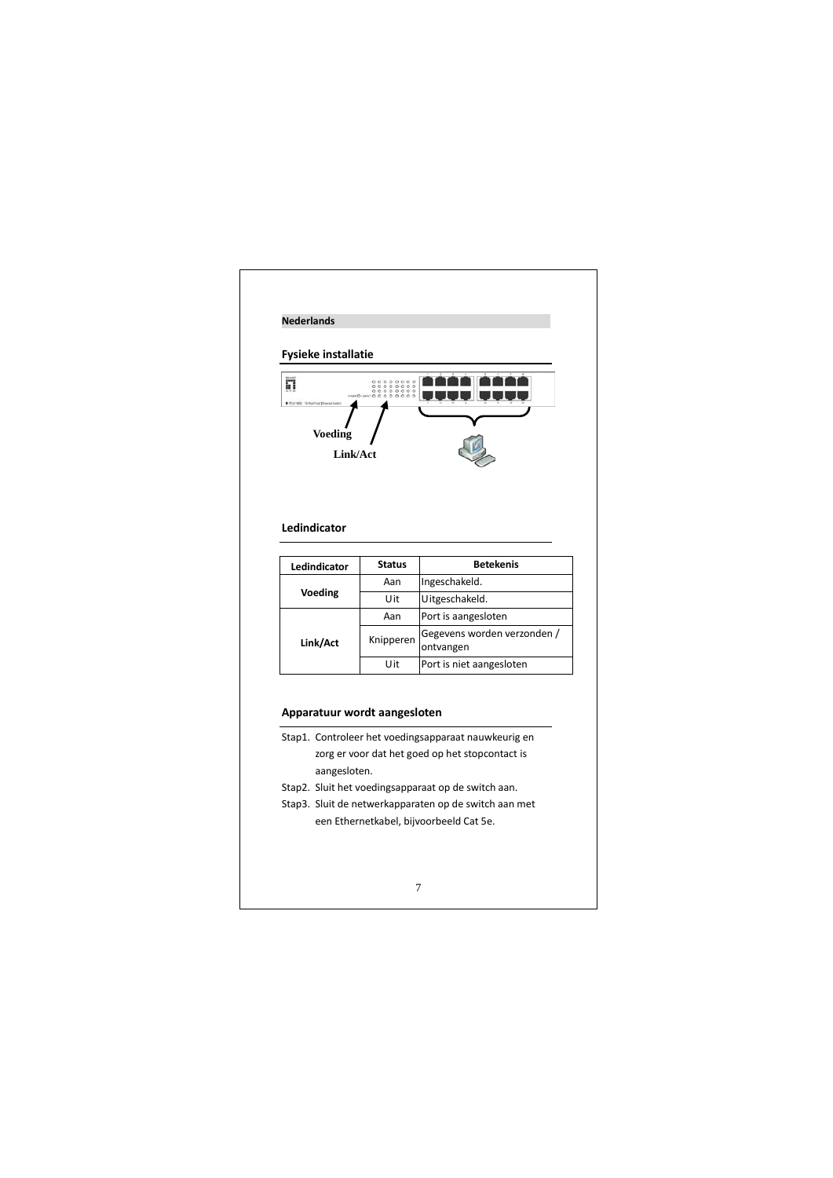**Nederlands**

## Fysieke installatie

Voeding

Link/Act

## Ledindicator

| Ledindicator | Status | Betekenis |
|---|---|---|
| Voeding | Aan | Ingeschakeld. |
| | Uit | Uitgeschakeld. |
| Link/Act | Aan | Port is aangesloten |
| | Knipperen | Gegevens worden verzonden / ontvangen |
| | Uit | Port is niet aangesloten |

## Apparatuur wordt aangesloten

Stap1. Controleer het voedingsapparaat nauwkeurig en zorg er voor dat het goed op het stopcontact is aangesloten.

Stap2. Sluit het voedingsapparaat op de switch aan.

Stap3. Sluit de netwerkapparaten op de switch aan met een Ethernetkabel, bijvoorbeeld Cat 5e.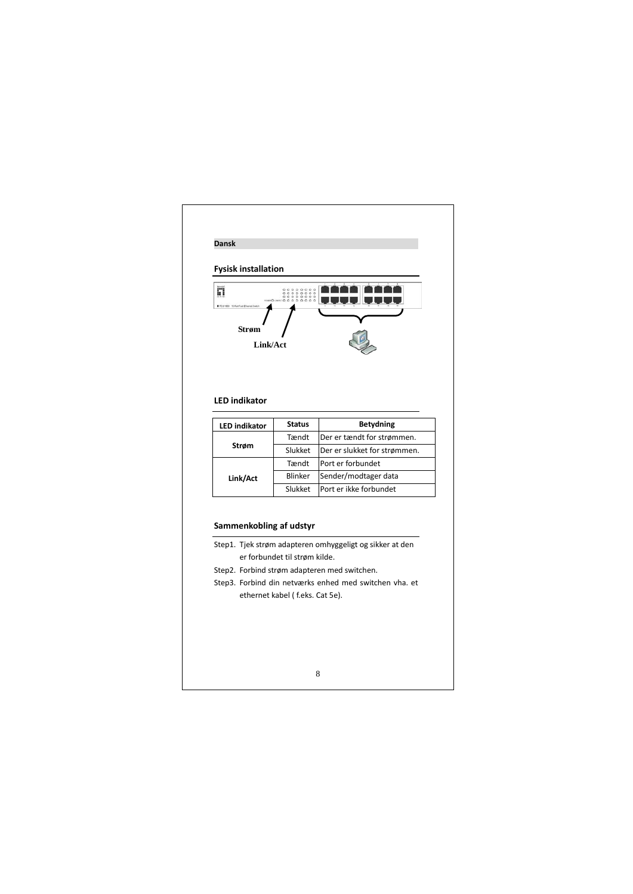## Dansk

### Fysisk installation

Strøm

Link/Act

### LED indikator

| LED indikator | Status | Betydning |
| --- | --- | --- |
| Strøm | Tændt | Der er tændt for strømmen. |
| | Slukket | Der er slukket for strømmen. |
| Link/Act | Tændt | Port er forbundet |
| | Blinker | Sender/modtager data |
| | Slukket | Port er ikke forbundet |

### Sammenkobling af udstyr

Step1. Tjek strøm adapteren omhyggeligt og sikker at den er forbundet til strøm kilde.

Step2. Forbind strøm adapteren med switchen.

Step3. Forbind din netværks enhed med switchen vha. et ethernet kabel ( f.eks. Cat 5e).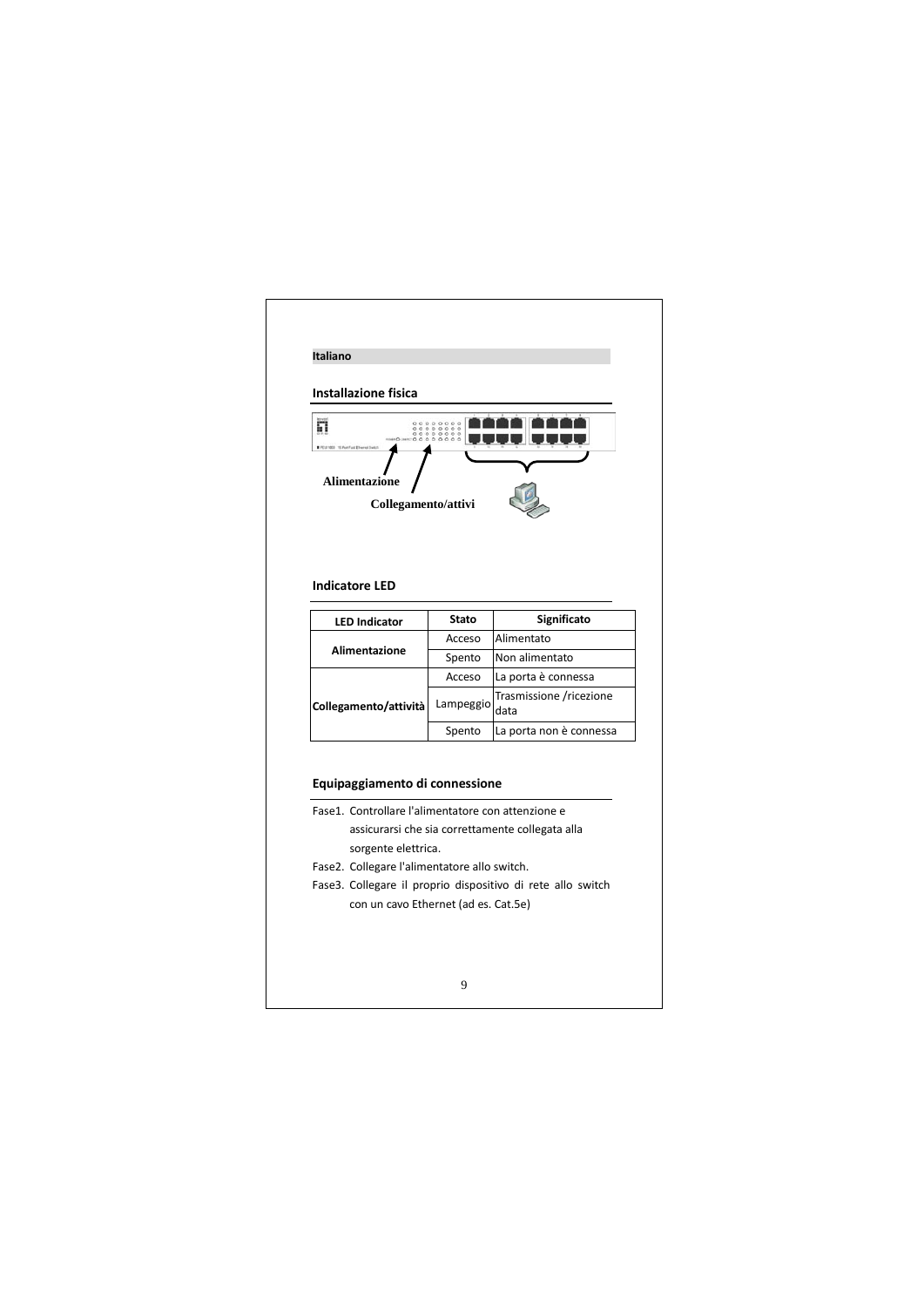**Italiano**

## Installazione fisica

Alimentazione

Collegamento/attivi

## Indicatore LED

| LED Indicator | Stato | Significato |
|---|---|---|
| Alimentazione | Acceso | Alimentato |
| | Spento | Non alimentato |
| Collegamento/attività | Acceso | La porta è connessa |
| | Lampeggio | Trasmissione /ricezione data |
| | Spento | La porta non è connessa |

## Equipaggiamento di connessione

Fase1. Controllare l'alimentatore con attenzione e assicurarsi che sia correttamente collegata alla sorgente elettrica.

Fase2. Collegare l'alimentatore allo switch.

Fase3. Collegare il proprio dispositivo di rete allo switch con un cavo Ethernet (ad es. Cat.5e)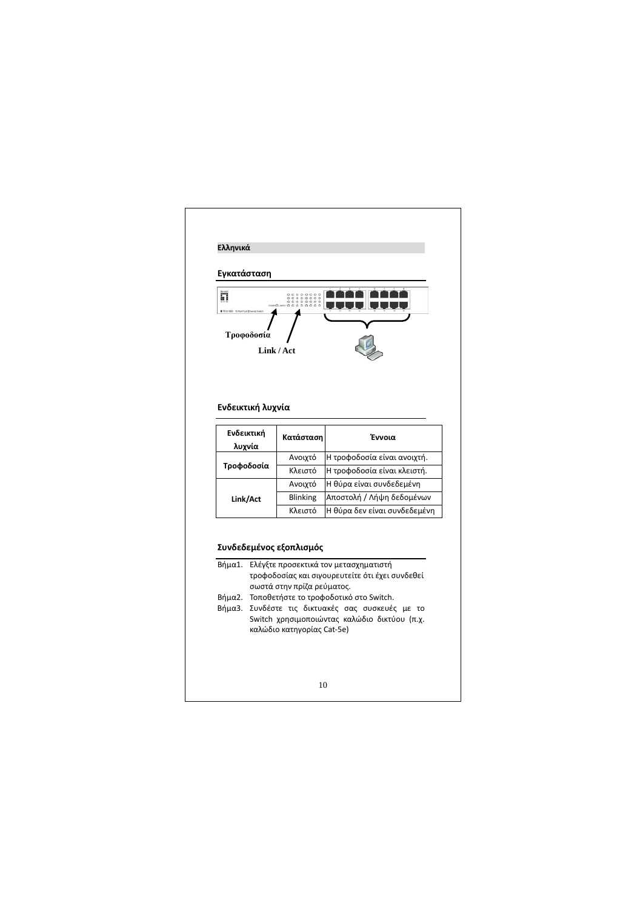## Ελληνικά

### Εγκατάσταση

Τροφοδοσία

Link / Act

### Ενδεικτική λυχνία

| Ενδεικτική λυχνία | Κατάσταση | Έννοια |
|---|---|---|
| Τροφοδοσία | Ανοιχτό | Η τροφοδοσία είναι ανοιχτή. |
| | Κλειστό | Η τροφοδοσία είναι κλειστή. |
| Link/Act | Ανοιχτό | Η θύρα είναι συνδεδεμένη |
| | Blinking | Αποστολή / Λήψη δεδομένων |
| | Κλειστό | Η θύρα δεν είναι συνδεδεμένη |

### Συνδεδεμένος εξοπλισμός

Βήμα1. Ελέγξτε προσεκτικά τον μετασχηματιστή τροφοδοσίας και σιγουρευτείτε ότι έχει συνδεθεί σωστά στην πρίζα ρεύματος.

Βήμα2. Τοποθετήστε το τροφοδοτικό στο Switch.

Βήμα3. Συνδέστε τις δικτυακές σας συσκευές με το Switch χρησιμοποιώντας καλώδιο δικτύου (π.χ. καλώδιο κατηγορίας Cat-5e)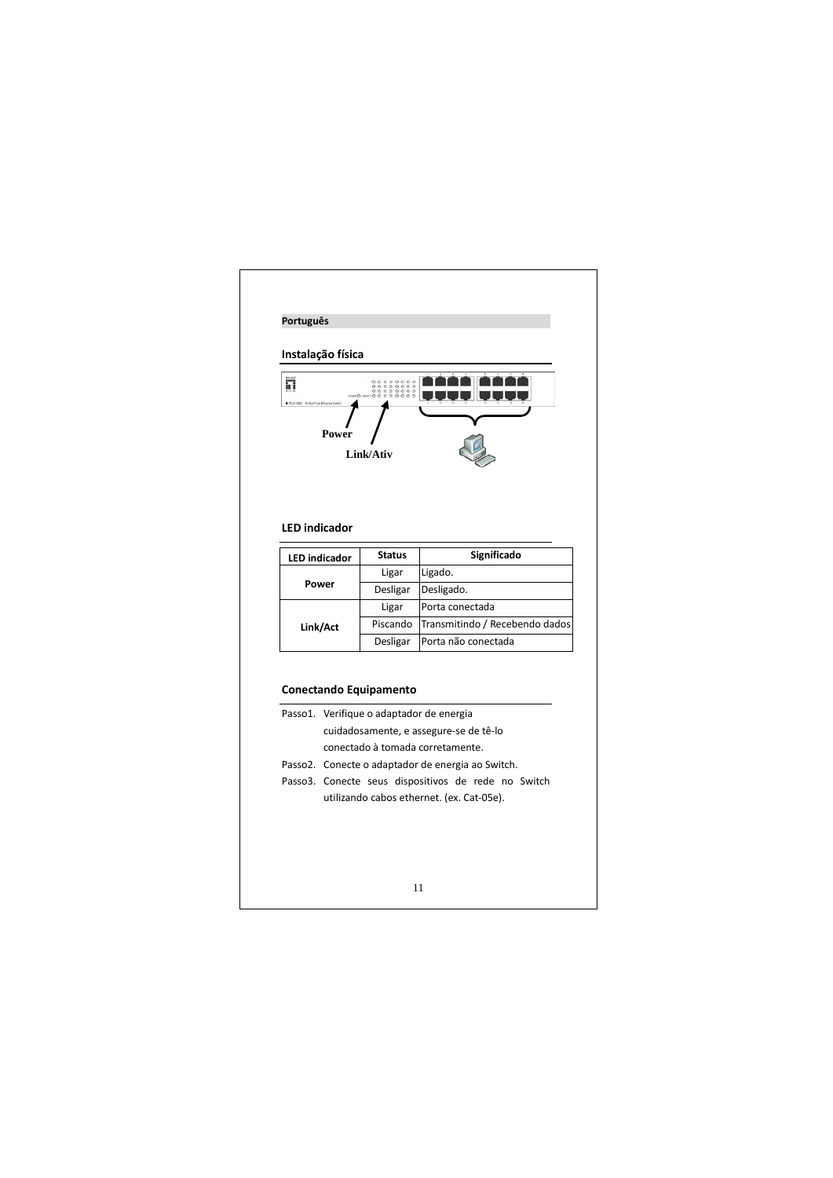**Português**

## Instalação física

Power

Link/Ativ

## LED indicador

| LED indicador | Status | Significado |
|---|---|---|
| **Power** | Ligar | Ligado. |
| | Desligar | Desligado. |
| **Link/Act** | Ligar | Porta conectada |
| | Piscando | Transmitindo / Recebendo dados |
| | Desligar | Porta não conectada |

## Conectando Equipamento

Passo1. Verifique o adaptador de energia cuidadosamente, e assegure-se de tê-lo conectado à tomada corretamente.

Passo2. Conecte o adaptador de energia ao Switch.

Passo3. Conecte seus dispositivos de rede no Switch utilizando cabos ethernet. (ex. Cat-05e).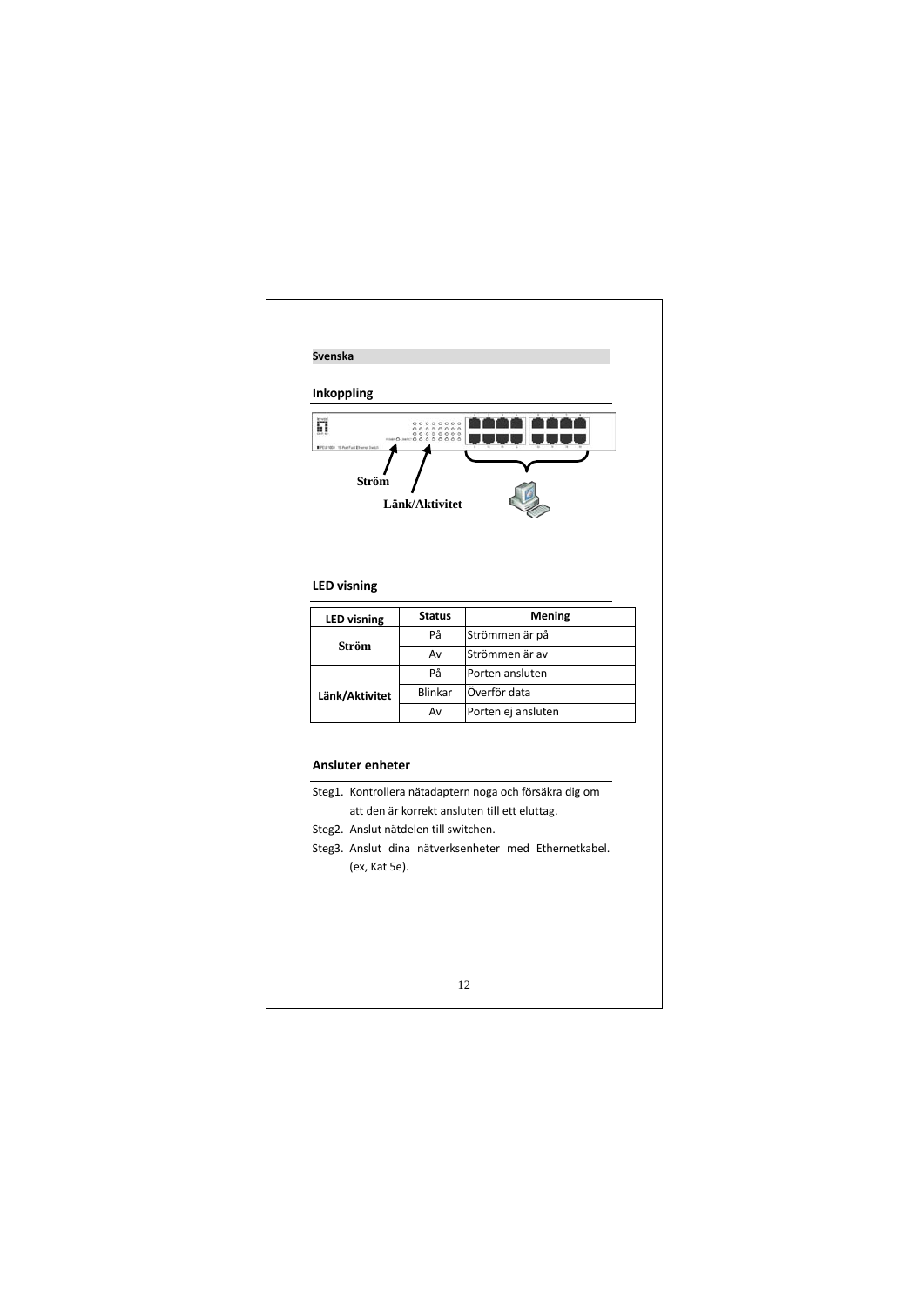**Svenska**

## Inkoppling

Ström

Länk/Aktivitet

## LED visning

| LED visning | Status | Mening |
|---|---|---|
| Ström | På | Strömmen är på |
| | Av | Strömmen är av |
| Länk/Aktivitet | På | Porten ansluten |
| | Blinkar | Överför data |
| | Av | Porten ej ansluten |

## Ansluter enheter

Steg1. Kontrollera nätadaptern noga och försäkra dig om att den är korrekt ansluten till ett eluttag.

Steg2. Anslut nätdelen till switchen.

Steg3. Anslut dina nätverksenheter med Ethernetkabel. (ex, Kat 5e).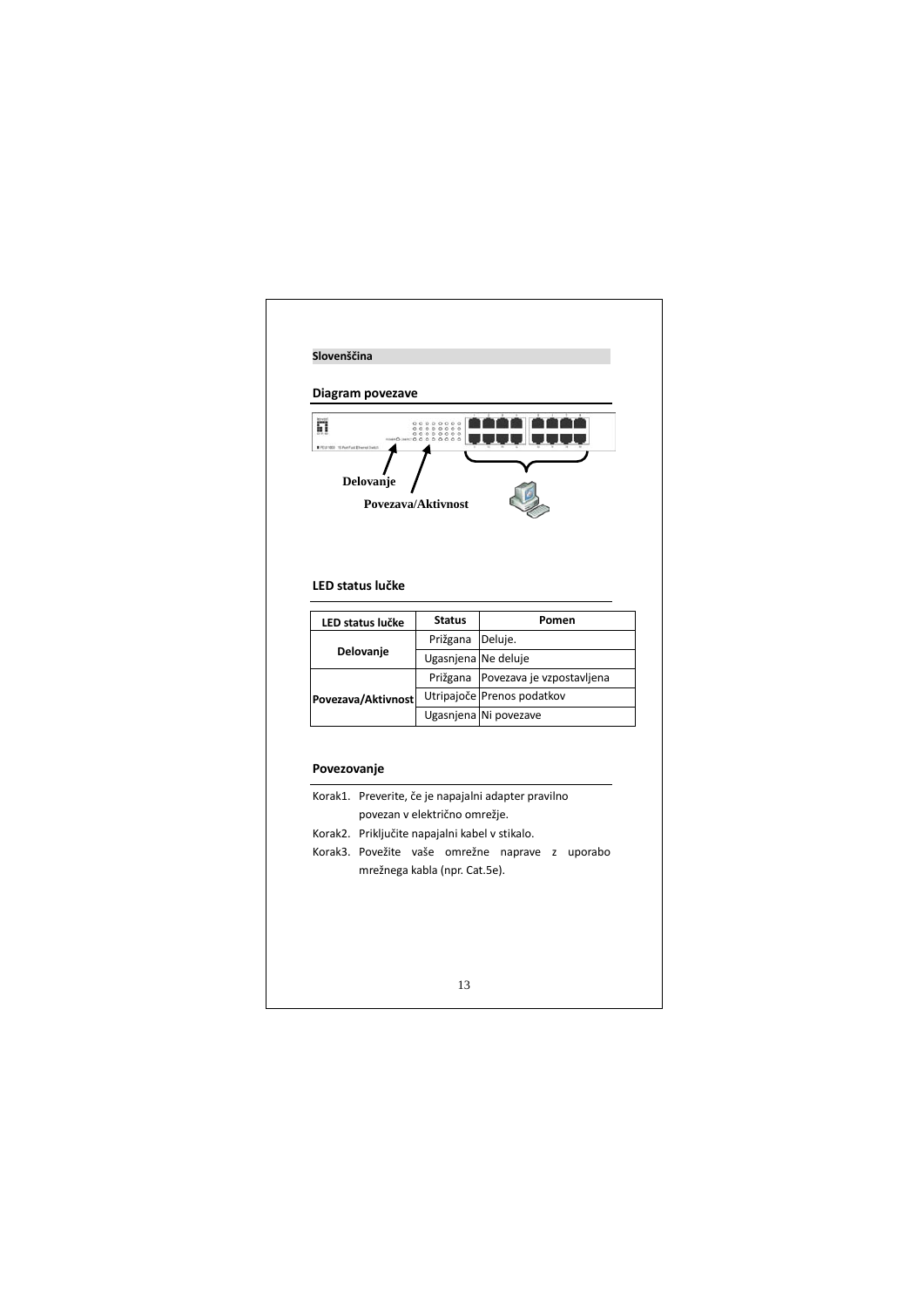**Slovenščina**

## Diagram povezave

Delovanje

Povezava/Aktivnost

## LED status lučke

| LED status lučke | Status | Pomen |
|---|---|---|
| Delovanje | Prižgana | Deluje. |
| | Ugasnjena | Ne deluje |
| Povezava/Aktivnost | Prižgana | Povezava je vzpostavljena |
| | Utripajoče | Prenos podatkov |
| | Ugasnjena | Ni povezave |

## Povezovanje

Korak1. Preverite, če je napajalni adapter pravilno povezan v električno omrežje.

Korak2. Priključite napajalni kabel v stikalo.

Korak3. Povežite vaše omrežne naprave z uporabo mrežnega kabla (npr. Cat.5e).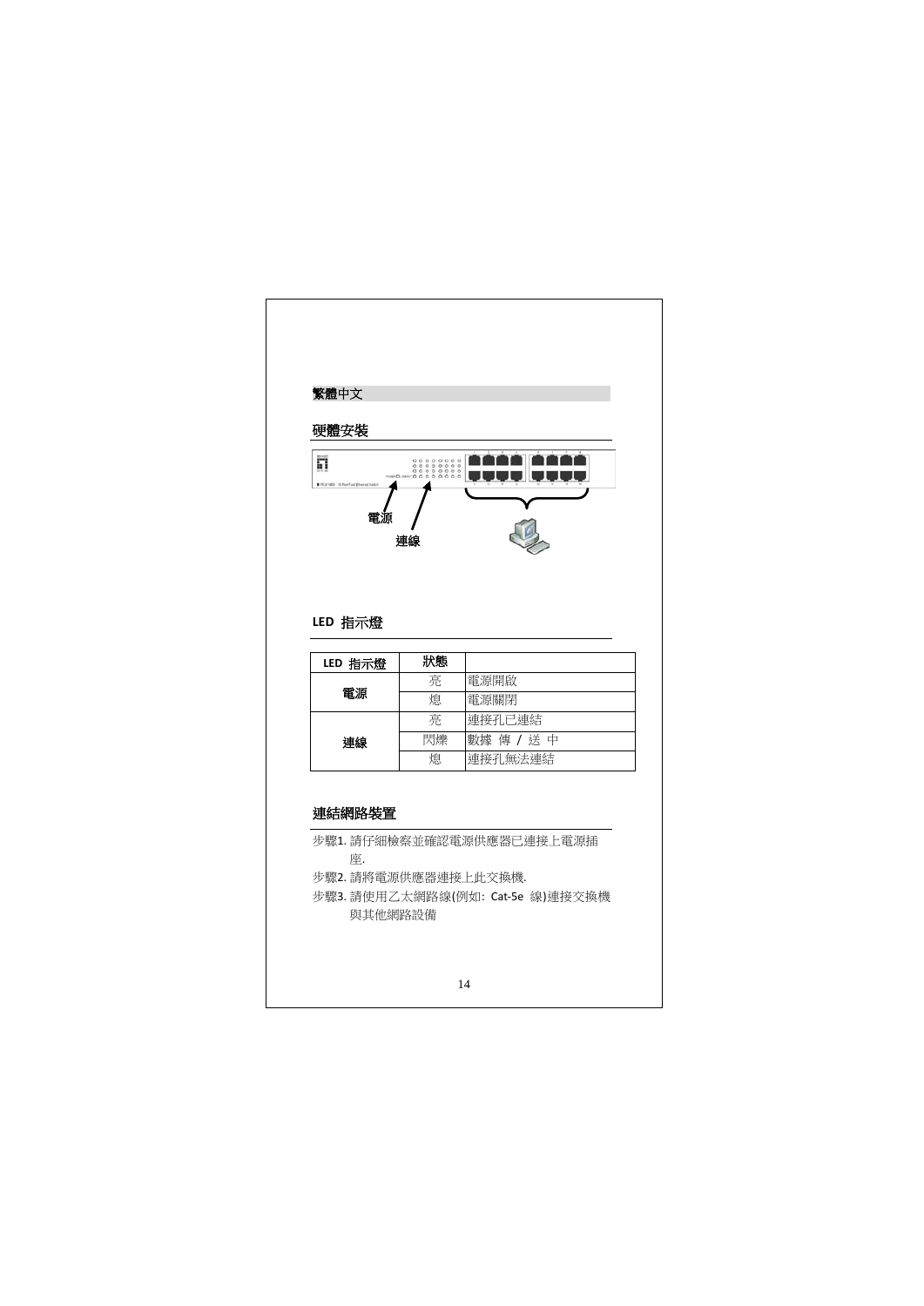## 繁體中文

### 硬體安裝

電源

連線

### LED 指示燈

| LED 指示燈 | 狀態 | |
|---|---|---|
| 電源 | 亮 | 電源開啟 |
| | 熄 | 電源關閉 |
| 連線 | 亮 | 連接孔已連結 |
| | 閃爍 | 數據 傳 / 送 中 |
| | 熄 | 連接孔無法連結 |

### 連結網路裝置

步驟1. 請仔細檢察並確認電源供應器已連接上電源插座.

步驟2. 請將電源供應器連接上此交換機.

步驟3. 請使用乙太網路線(例如: Cat-5e 線)連接交換機與其他網路設備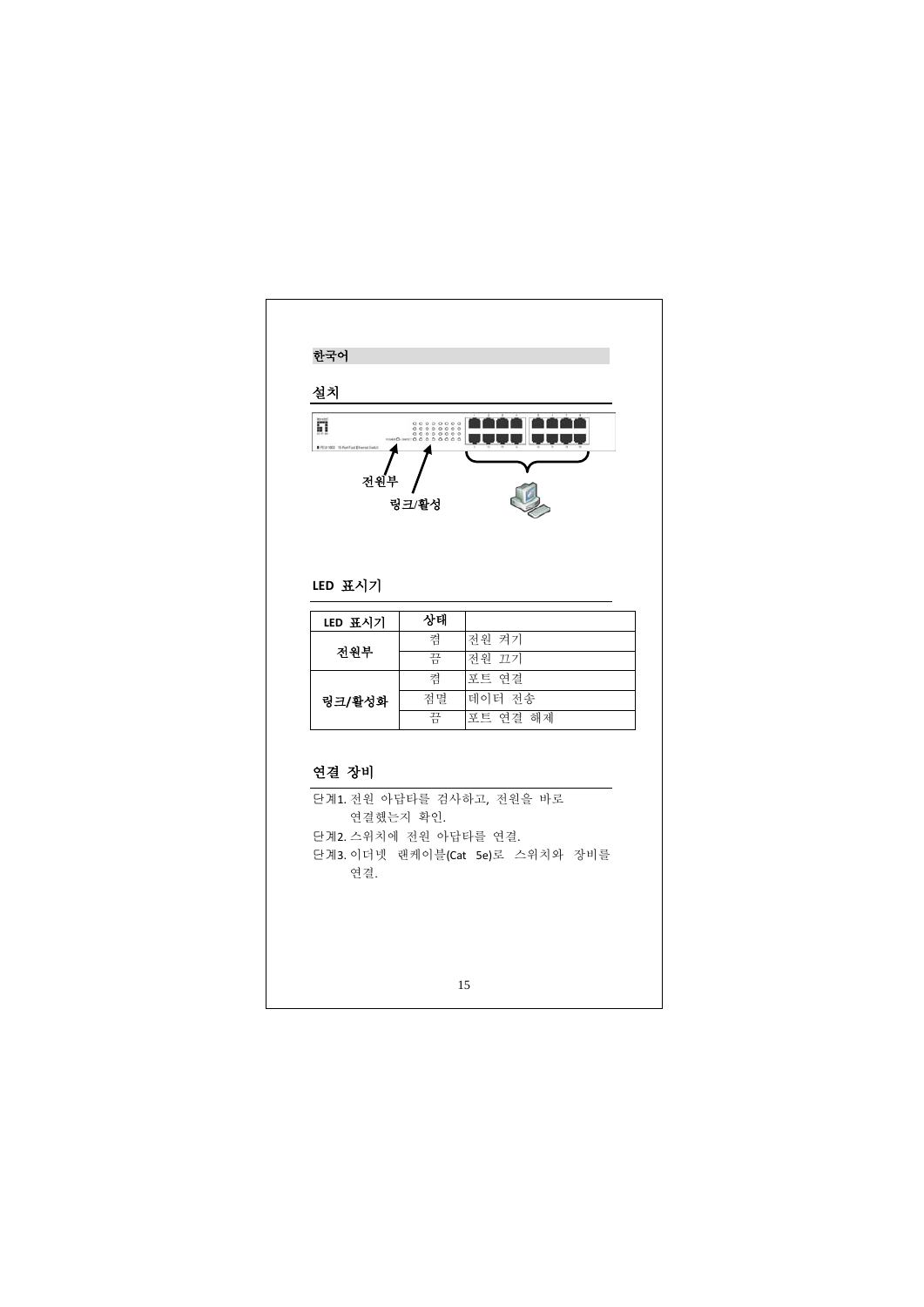한국어

## 설치

전원부

링크/활성

## LED 표시기

| LED 표시기 | 상태 | |
|---|---|---|
| 전원부 | 켬 | 전원 켜기 |
| | 끔 | 전원 끄기 |
| 링크/활성화 | 켬 | 포트 연결 |
| | 점멸 | 데이터 전송 |
| | 끔 | 포트 연결 해제 |

## 연결 장비

단계1. 전원 아답타를 검사하고, 전원을 바로 연결했는지 확인.

단계2. 스위치에 전원 아답타를 연결.

단계3. 이더넷 랜케이블(Cat 5e)로 스위치와 장비를 연결.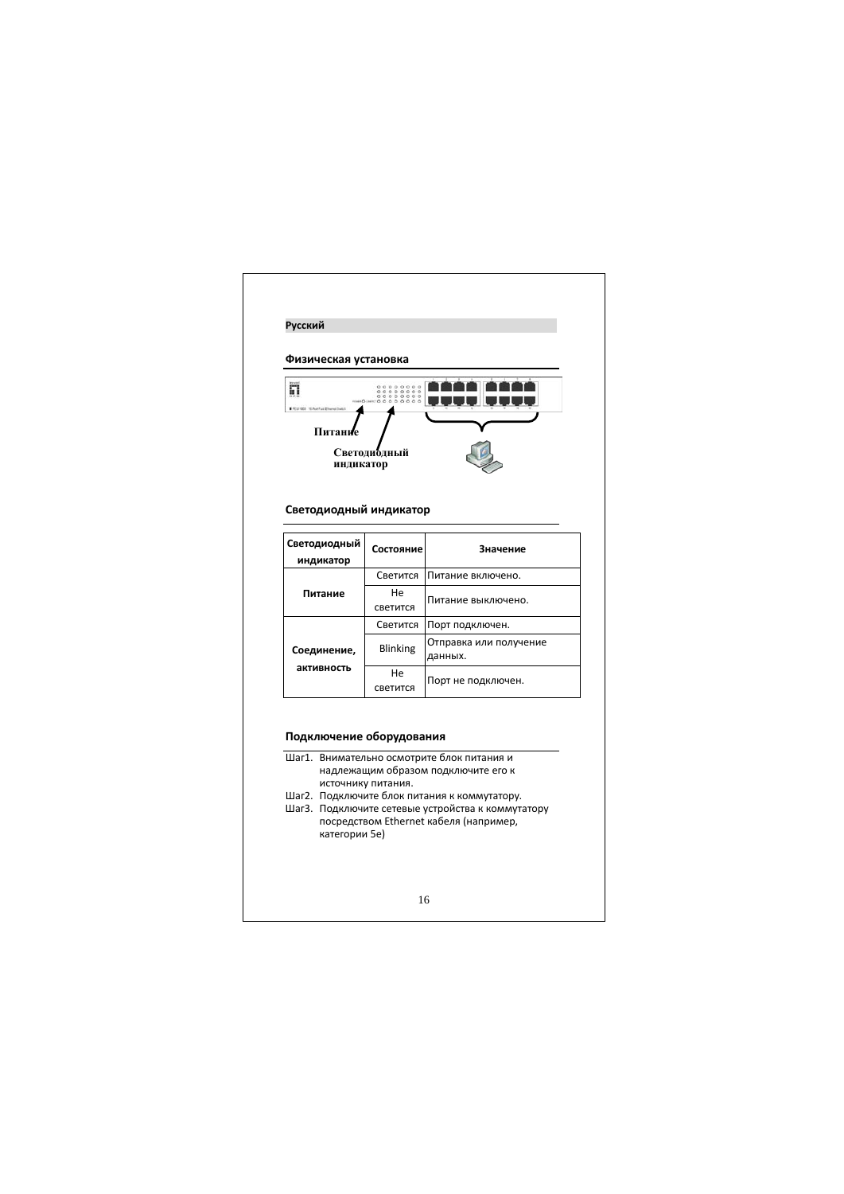**Русский**

## Физическая установка

Питание

Светодиодный индикатор

## Светодиодный индикатор

| Светодиодный индикатор | Состояние | Значение |
|---|---|---|
| Питание | Светится | Питание включено. |
| | Не светится | Питание выключено. |
| Соединение, активность | Светится | Порт подключен. |
| | Blinking | Отправка или получение данных. |
| | Не светится | Порт не подключен. |

## Подключение оборудования

Шаг1. Внимательно осмотрите блок питания и надлежащим образом подключите его к источнику питания.

Шаг2. Подключите блок питания к коммутатору.

Шаг3. Подключите сетевые устройства к коммутатору посредством Ethernet кабеля (например, категории 5e)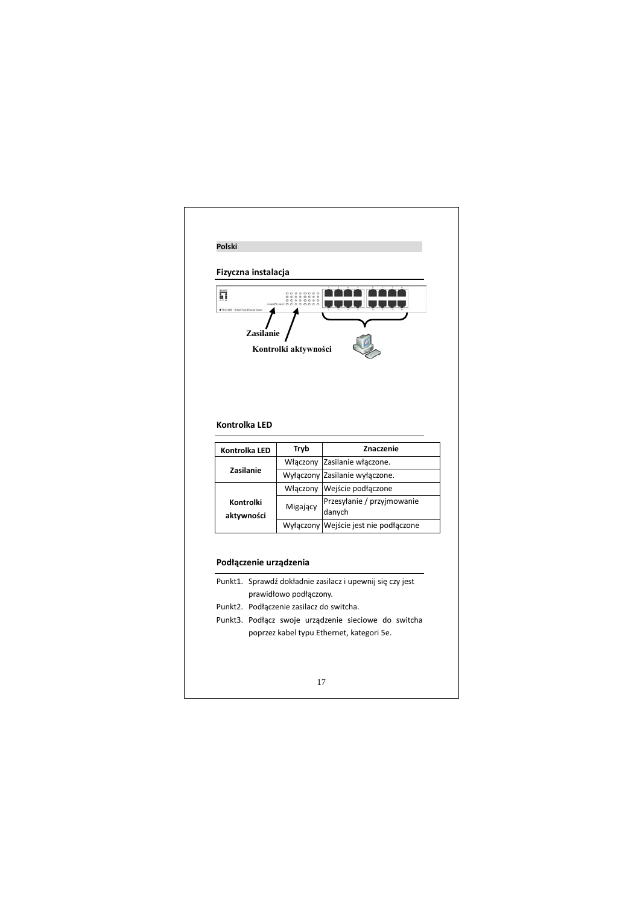**Polski**

## Fizyczna instalacja

Zasilanie

Kontrolki aktywności

## Kontrolka LED

| Kontrolka LED | Tryb | Znaczenie |
|---|---|---|
| Zasilanie | Włączony | Zasilanie włączone. |
| | Wyłączony | Zasilanie wyłączone. |
| Kontrolki aktywności | Włączony | Wejście podłączone |
| | Migający | Przesyłanie / przyjmowanie danych |
| | Wyłączony | Wejście jest nie podłączone |

## Podłączenie urządzenia

Punkt1. Sprawdź dokładnie zasilacz i upewnij się czy jest prawidłowo podłączony.

Punkt2. Podłączenie zasilacz do switcha.

Punkt3. Podłącz swoje urządzenie sieciowe do switcha poprzez kabel typu Ethernet, kategori 5e.